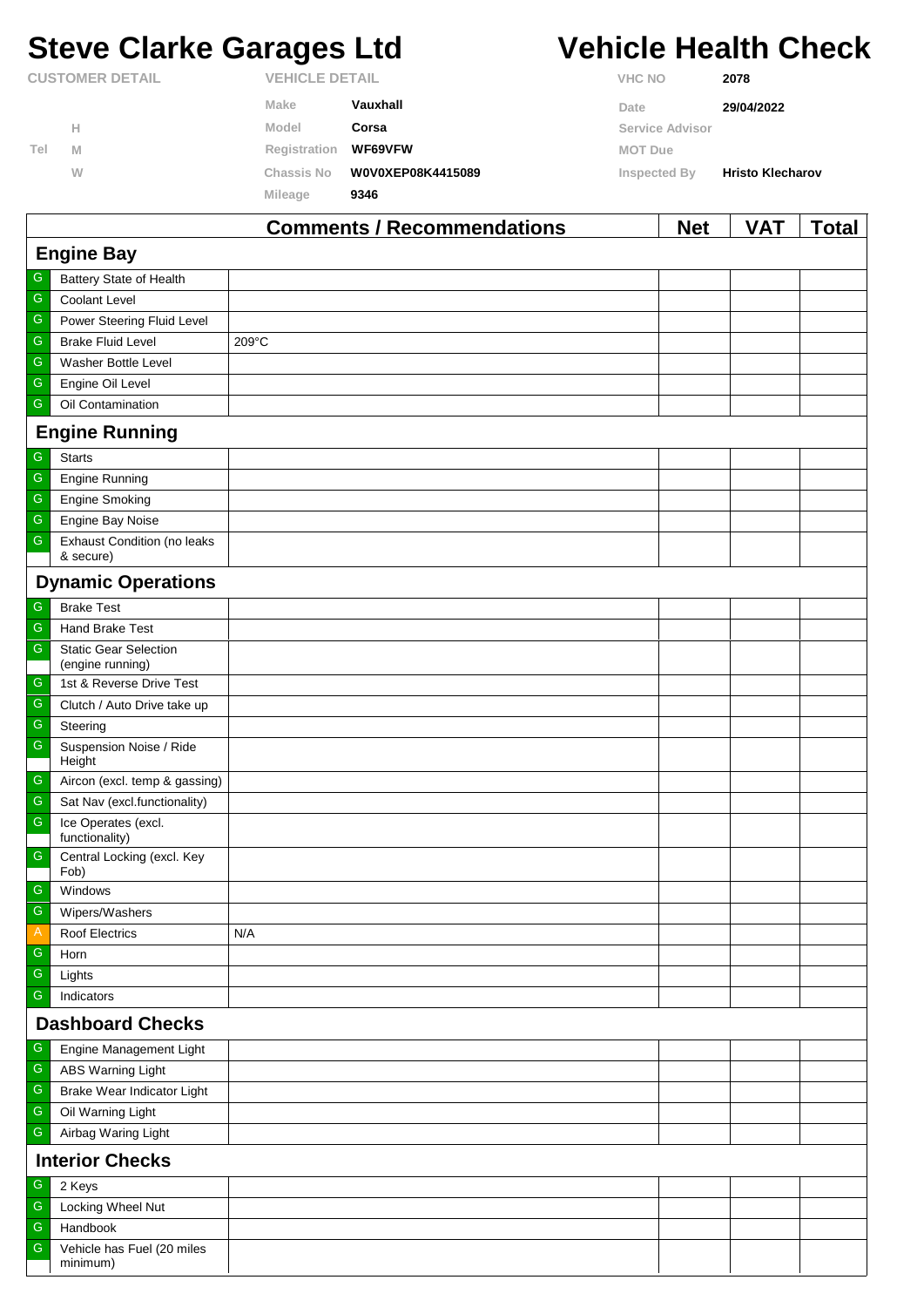# Steve Clarke Garages Ltd

# Vehicle Health Check

| CUSTOMER DETAIL | | VEHICLE DETAIL | | | |
|---|---|---|---|---|---|
| | | Make | Vauxhall | VHC NO | 2078 |
| | H | Model | Corsa | Date | 29/04/2022 |
| Tel | M | Registration | WF69VFW | Service Advisor | |
| | W | Chassis No | W0V0XEP08K4415089 | MOT Due | |
| | | Mileage | 9346 | Inspected By | Hristo Klecharov |

| | | Comments / Recommendations | Net | VAT | Total |
|---|---|---|---|---|---|
| **Engine Bay** | | | | | |
| G | Battery State of Health | | | | |
| G | Coolant Level | | | | |
| G | Power Steering Fluid Level | | | | |
| G | Brake Fluid Level | 209°C | | | |
| G | Washer Bottle Level | | | | |
| G | Engine Oil Level | | | | |
| G | Oil Contamination | | | | |
| **Engine Running** | | | | | |
| G | Starts | | | | |
| G | Engine Running | | | | |
| G | Engine Smoking | | | | |
| G | Engine Bay Noise | | | | |
| G | Exhaust Condition (no leaks & secure) | | | | |
| **Dynamic Operations** | | | | | |
| G | Brake Test | | | | |
| G | Hand Brake Test | | | | |
| G | Static Gear Selection (engine running) | | | | |
| G | 1st & Reverse Drive Test | | | | |
| G | Clutch / Auto Drive take up | | | | |
| G | Steering | | | | |
| G | Suspension Noise / Ride Height | | | | |
| G | Aircon (excl. temp & gassing) | | | | |
| G | Sat Nav (excl.functionality) | | | | |
| G | Ice Operates (excl. functionality) | | | | |
| G | Central Locking (excl. Key Fob) | | | | |
| G | Windows | | | | |
| G | Wipers/Washers | | | | |
| A | Roof Electrics | N/A | | | |
| G | Horn | | | | |
| G | Lights | | | | |
| G | Indicators | | | | |
| **Dashboard Checks** | | | | | |
| G | Engine Management Light | | | | |
| G | ABS Warning Light | | | | |
| G | Brake Wear Indicator Light | | | | |
| G | Oil Warning Light | | | | |
| G | Airbag Waring Light | | | | |
| **Interior Checks** | | | | | |
| G | 2 Keys | | | | |
| G | Locking Wheel Nut | | | | |
| G | Handbook | | | | |
| G | Vehicle has Fuel (20 miles minimum) | | | | |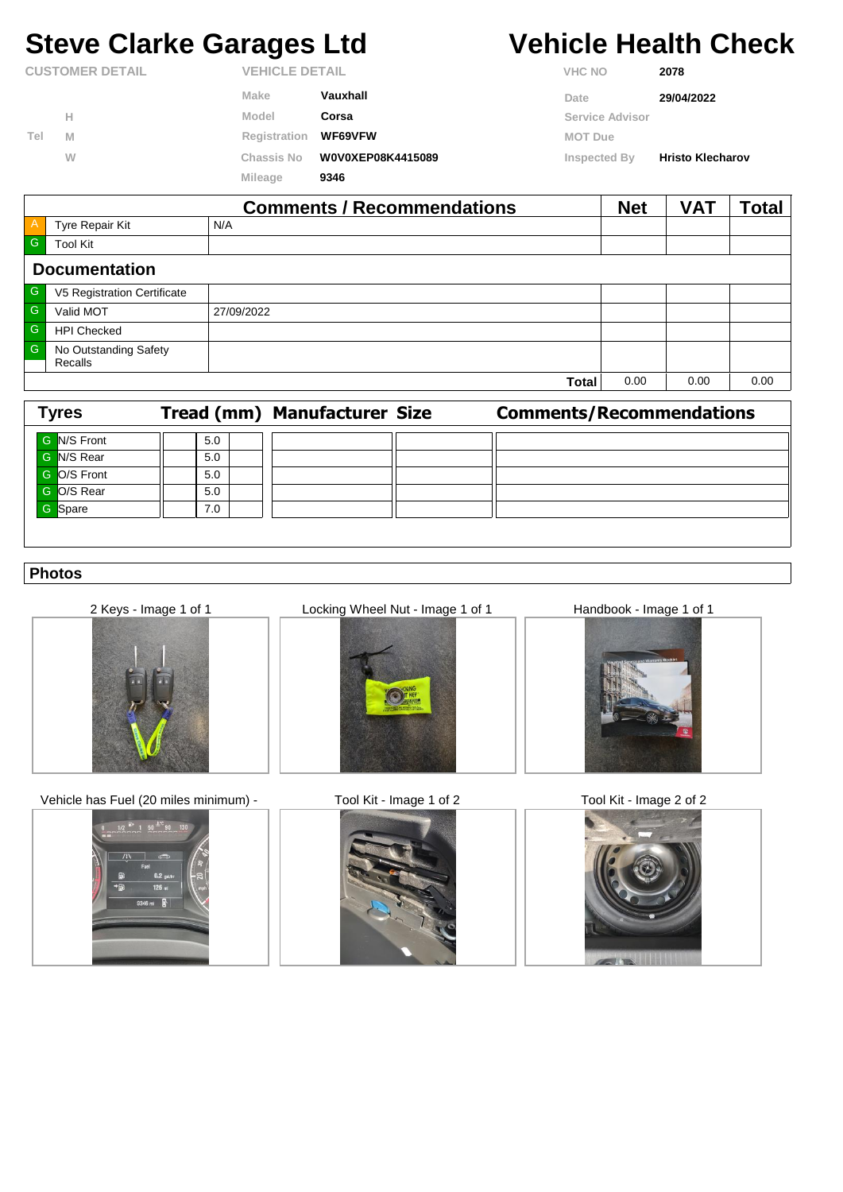# Steve Clarke Garages Ltd

# Vehicle Health Check

| CUSTOMER DETAIL | | VEHICLE DETAIL | | | |
|---|---|---|---|---|---|
| | | Make | Vauxhall | VHC NO | 2078 |
| | H | Model | Corsa | Date | 29/04/2022 |
| Tel | M | Registration | WF69VFW | Service Advisor | |
| | W | Chassis No | W0V0XEP08K4415089 | MOT Due | |
| | | Mileage | 9346 | Inspected By | Hristo Klecharov |

| | | Comments / Recommendations | Net | VAT | Total |
|---|---|---|---|---|---|
| A | Tyre Repair Kit | N/A | | | |
| G | Tool Kit | | | | |
| **Documentation** | | | | | |
| G | V5 Registration Certificate | | | | |
| G | Valid MOT | 27/09/2022 | | | |
| G | HPI Checked | | | | |
| G | No Outstanding Safety Recalls | | | | |
| | | **Total** | 0.00 | 0.00 | 0.00 |

| | Tyres | Tread (mm) | | Manufacturer | Size | Comments/Recommendations |
|---|---|---|---|---|---|---|
| G | N/S Front | 5.0 | | | | |
| G | N/S Rear | 5.0 | | | | |
| G | O/S Front | 5.0 | | | | |
| G | O/S Rear | 5.0 | | | | |
| G | Spare | 7.0 | | | | |

## Photos

2 Keys - Image 1 of 1

Locking Wheel Nut - Image 1 of 1

Handbook - Image 1 of 1

Vehicle has Fuel (20 miles minimum) -

Tool Kit - Image 1 of 2

Tool Kit - Image 2 of 2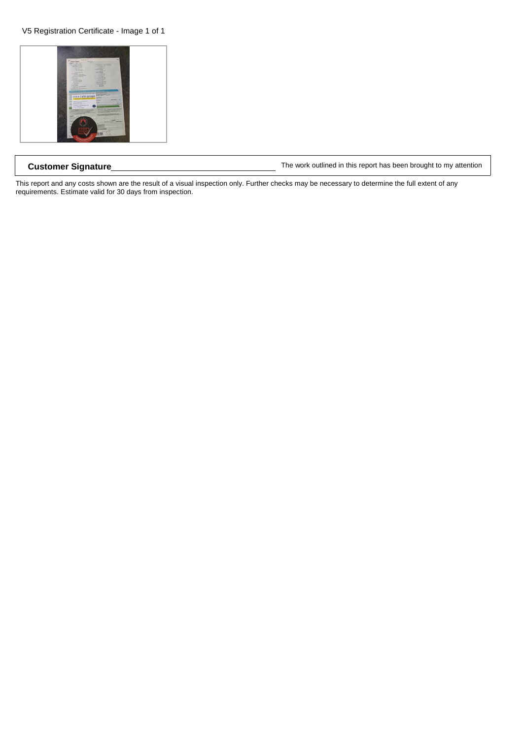V5 Registration Certificate - Image 1 of 1

**Customer Signature**\_\_\_\_\_\_\_\_\_\_\_\_\_\_\_\_\_\_\_\_\_\_\_\_\_\_\_\_\_\_\_\_\_\_\_\_ The work outlined in this report has been brought to my attention

This report and any costs shown are the result of a visual inspection only. Further checks may be necessary to determine the full extent of any requirements. Estimate valid for 30 days from inspection.